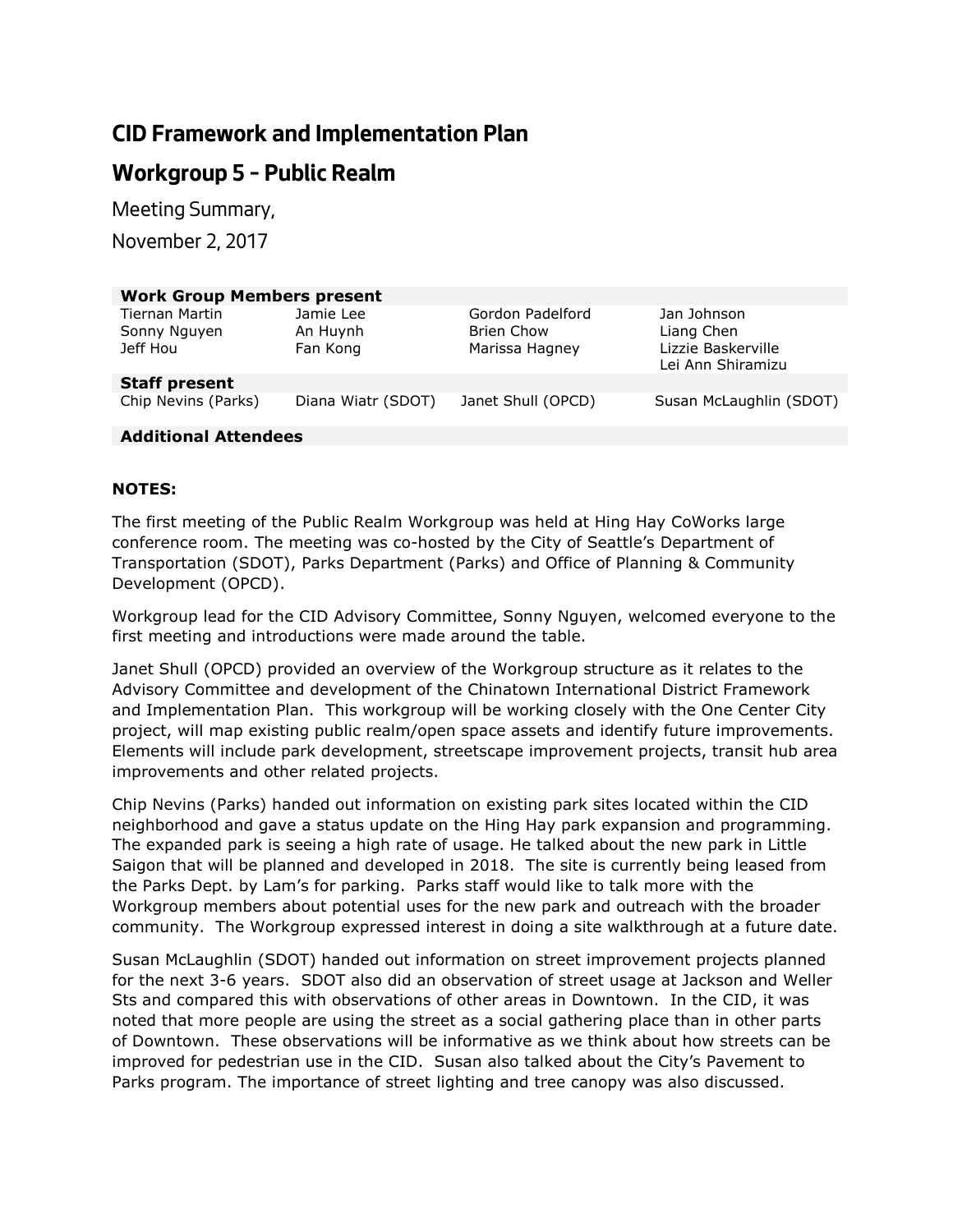# CID Framework and Implementation Plan

## Workgroup 5 – Public Realm

Meeting Summary,

November 2, 2017

| **Work Group Members present** | | | |
|---|---|---|---|
| Tiernan Martin | Jamie Lee | Gordon Padelford | Jan Johnson |
| Sonny Nguyen | An Huynh | Brien Chow | Liang Chen |
| Jeff Hou | Fan Kong | Marissa Hagney | Lizzie Baskerville |
| | | | Lei Ann Shiramizu |
| **Staff present** | | | |
| Chip Nevins (Parks) | Diana Wiatr (SDOT) | Janet Shull (OPCD) | Susan McLaughlin (SDOT) |
| **Additional Attendees** | | | |

**NOTES:**

The first meeting of the Public Realm Workgroup was held at Hing Hay CoWorks large conference room. The meeting was co-hosted by the City of Seattle's Department of Transportation (SDOT), Parks Department (Parks) and Office of Planning & Community Development (OPCD).

Workgroup lead for the CID Advisory Committee, Sonny Nguyen, welcomed everyone to the first meeting and introductions were made around the table.

Janet Shull (OPCD) provided an overview of the Workgroup structure as it relates to the Advisory Committee and development of the Chinatown International District Framework and Implementation Plan. This workgroup will be working closely with the One Center City project, will map existing public realm/open space assets and identify future improvements. Elements will include park development, streetscape improvement projects, transit hub area improvements and other related projects.

Chip Nevins (Parks) handed out information on existing park sites located within the CID neighborhood and gave a status update on the Hing Hay park expansion and programming. The expanded park is seeing a high rate of usage. He talked about the new park in Little Saigon that will be planned and developed in 2018. The site is currently being leased from the Parks Dept. by Lam's for parking. Parks staff would like to talk more with the Workgroup members about potential uses for the new park and outreach with the broader community. The Workgroup expressed interest in doing a site walkthrough at a future date.

Susan McLaughlin (SDOT) handed out information on street improvement projects planned for the next 3-6 years. SDOT also did an observation of street usage at Jackson and Weller Sts and compared this with observations of other areas in Downtown. In the CID, it was noted that more people are using the street as a social gathering place than in other parts of Downtown. These observations will be informative as we think about how streets can be improved for pedestrian use in the CID. Susan also talked about the City's Pavement to Parks program. The importance of street lighting and tree canopy was also discussed.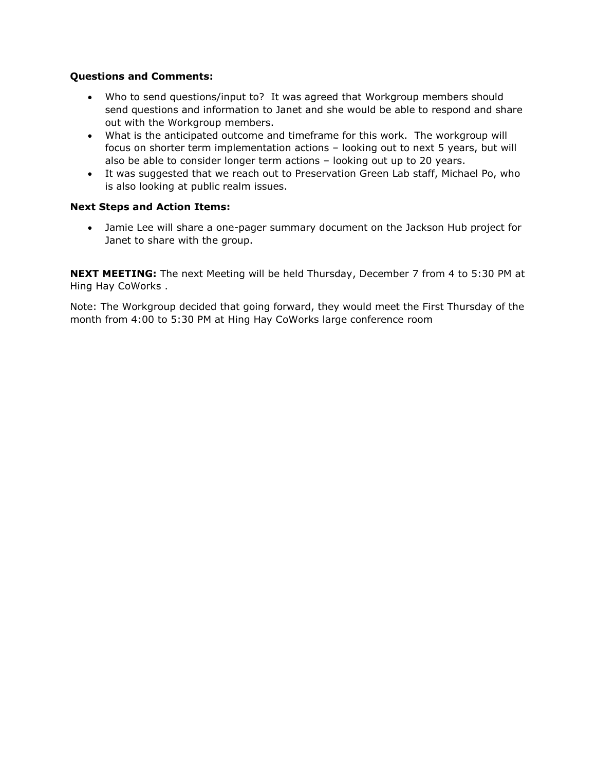**Questions and Comments:**

- Who to send questions/input to? It was agreed that Workgroup members should send questions and information to Janet and she would be able to respond and share out with the Workgroup members.
- What is the anticipated outcome and timeframe for this work. The workgroup will focus on shorter term implementation actions – looking out to next 5 years, but will also be able to consider longer term actions – looking out up to 20 years.
- It was suggested that we reach out to Preservation Green Lab staff, Michael Po, who is also looking at public realm issues.

**Next Steps and Action Items:**

- Jamie Lee will share a one-pager summary document on the Jackson Hub project for Janet to share with the group.

**NEXT MEETING:** The next Meeting will be held Thursday, December 7 from 4 to 5:30 PM at Hing Hay CoWorks .

Note: The Workgroup decided that going forward, they would meet the First Thursday of the month from 4:00 to 5:30 PM at Hing Hay CoWorks large conference room